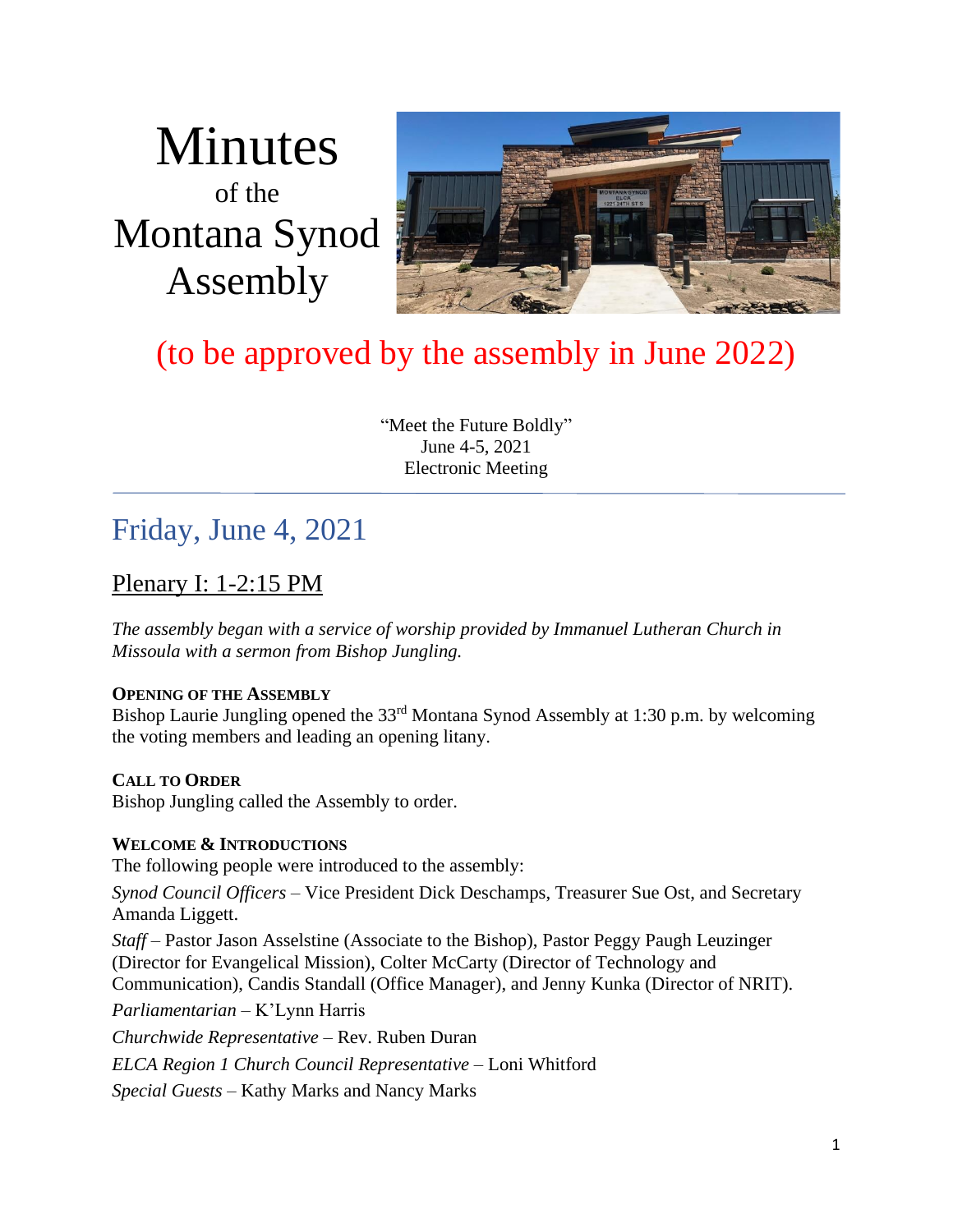# Minutes
of the
# Montana Synod Assembly

(to be approved by the assembly in June 2022)

"Meet the Future Boldly"
June 4-5, 2021
Electronic Meeting

---

## Friday, June 4, 2021

### Plenary I: 1-2:15 PM

*The assembly began with a service of worship provided by Immanuel Lutheran Church in Missoula with a sermon from Bishop Jungling.*

**OPENING OF THE ASSEMBLY**
Bishop Laurie Jungling opened the 33rd Montana Synod Assembly at 1:30 p.m. by welcoming the voting members and leading an opening litany.

**CALL TO ORDER**
Bishop Jungling called the Assembly to order.

**WELCOME & INTRODUCTIONS**
The following people were introduced to the assembly:

*Synod Council Officers* – Vice President Dick Deschamps, Treasurer Sue Ost, and Secretary Amanda Liggett.

*Staff* – Pastor Jason Asselstine (Associate to the Bishop), Pastor Peggy Paugh Leuzinger (Director for Evangelical Mission), Colter McCarty (Director of Technology and Communication), Candis Standall (Office Manager), and Jenny Kunka (Director of NRIT).

*Parliamentarian* – K'Lynn Harris

*Churchwide Representative* – Rev. Ruben Duran

*ELCA Region 1 Church Council Representative* – Loni Whitford

*Special Guests* – Kathy Marks and Nancy Marks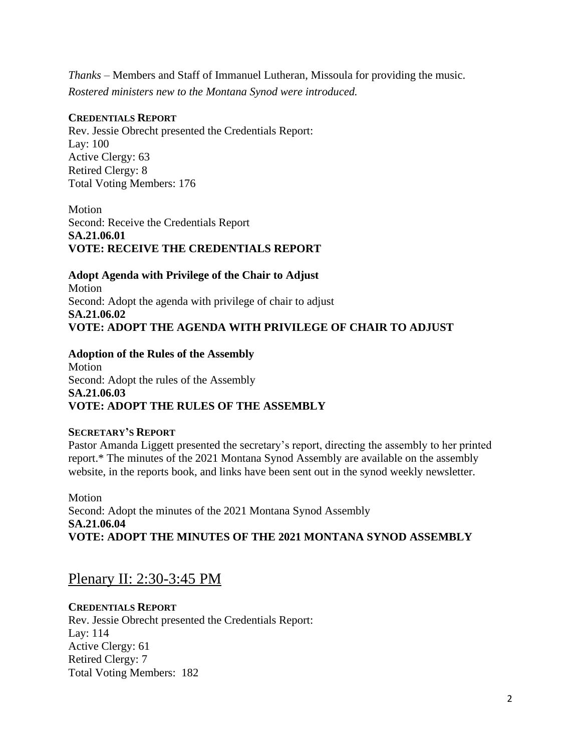*Thanks* – Members and Staff of Immanuel Lutheran, Missoula for providing the music.

*Rostered ministers new to the Montana Synod were introduced.*

**CREDENTIALS REPORT**

Rev. Jessie Obrecht presented the Credentials Report:
Lay: 100
Active Clergy: 63
Retired Clergy: 8
Total Voting Members: 176

Motion
Second: Receive the Credentials Report
**SA.21.06.01**
**VOTE: RECEIVE THE CREDENTIALS REPORT**

**Adopt Agenda with Privilege of the Chair to Adjust**

Motion
Second: Adopt the agenda with privilege of chair to adjust
**SA.21.06.02**
**VOTE: ADOPT THE AGENDA WITH PRIVILEGE OF CHAIR TO ADJUST**

**Adoption of the Rules of the Assembly**

Motion
Second: Adopt the rules of the Assembly
**SA.21.06.03**
**VOTE: ADOPT THE RULES OF THE ASSEMBLY**

**SECRETARY'S REPORT**

Pastor Amanda Liggett presented the secretary's report, directing the assembly to her printed report.* The minutes of the 2021 Montana Synod Assembly are available on the assembly website, in the reports book, and links have been sent out in the synod weekly newsletter.

Motion
Second: Adopt the minutes of the 2021 Montana Synod Assembly
**SA.21.06.04**
**VOTE: ADOPT THE MINUTES OF THE 2021 MONTANA SYNOD ASSEMBLY**

## Plenary II: 2:30-3:45 PM

**CREDENTIALS REPORT**

Rev. Jessie Obrecht presented the Credentials Report:
Lay: 114
Active Clergy: 61
Retired Clergy: 7
Total Voting Members: 182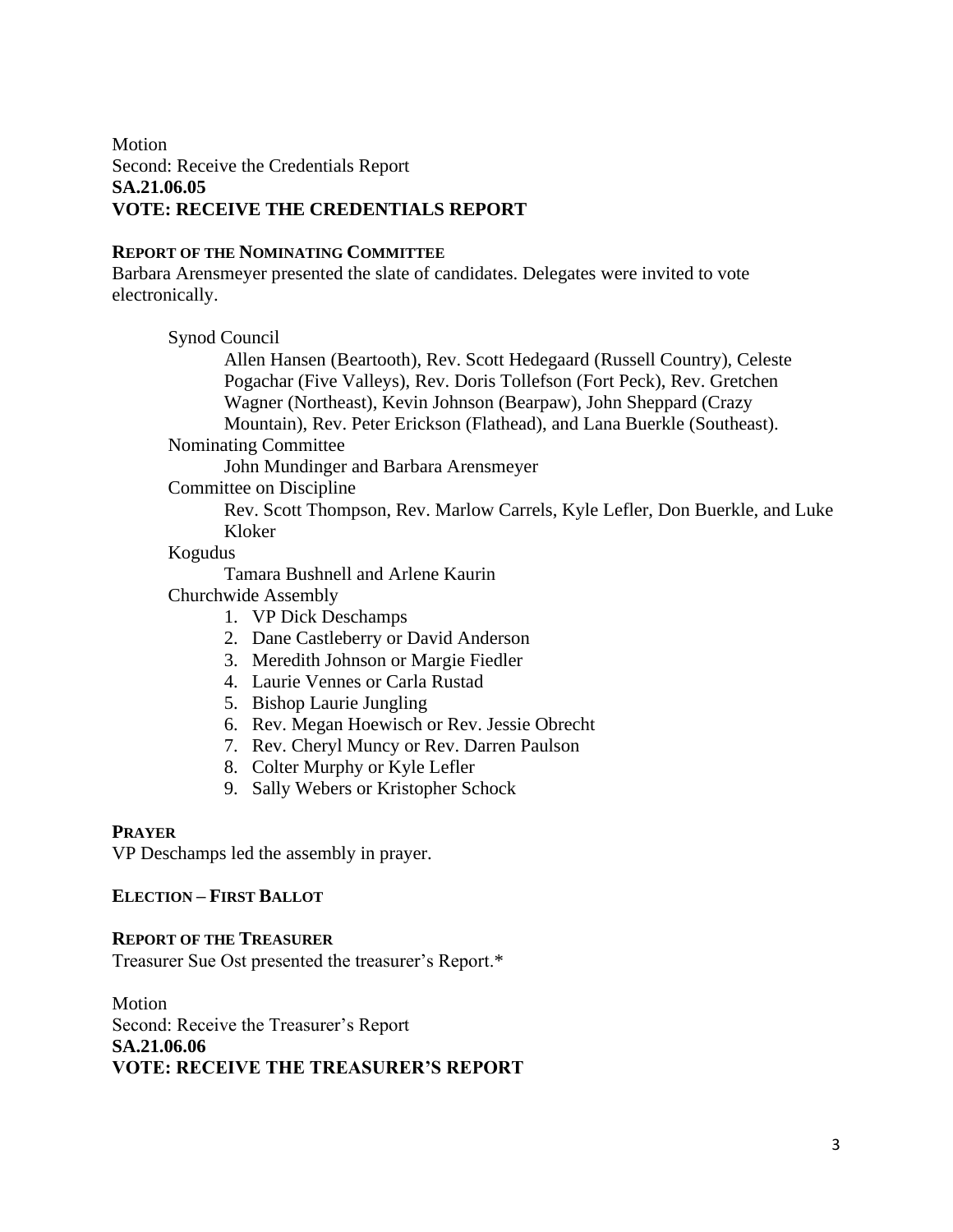Motion
Second: Receive the Credentials Report
**SA.21.06.05**
**VOTE: RECEIVE THE CREDENTIALS REPORT**

**REPORT OF THE NOMINATING COMMITTEE**

Barbara Arensmeyer presented the slate of candidates. Delegates were invited to vote electronically.

Synod Council

Allen Hansen (Beartooth), Rev. Scott Hedegaard (Russell Country), Celeste Pogachar (Five Valleys), Rev. Doris Tollefson (Fort Peck), Rev. Gretchen Wagner (Northeast), Kevin Johnson (Bearpaw), John Sheppard (Crazy Mountain), Rev. Peter Erickson (Flathead), and Lana Buerkle (Southeast).

Nominating Committee

John Mundinger and Barbara Arensmeyer

Committee on Discipline

Rev. Scott Thompson, Rev. Marlow Carrels, Kyle Lefler, Don Buerkle, and Luke Kloker

Kogudus

Tamara Bushnell and Arlene Kaurin

Churchwide Assembly

1. VP Dick Deschamps
2. Dane Castleberry or David Anderson
3. Meredith Johnson or Margie Fiedler
4. Laurie Vennes or Carla Rustad
5. Bishop Laurie Jungling
6. Rev. Megan Hoewisch or Rev. Jessie Obrecht
7. Rev. Cheryl Muncy or Rev. Darren Paulson
8. Colter Murphy or Kyle Lefler
9. Sally Webers or Kristopher Schock

**PRAYER**

VP Deschamps led the assembly in prayer.

**ELECTION – FIRST BALLOT**

**REPORT OF THE TREASURER**

Treasurer Sue Ost presented the treasurer's Report.*

Motion
Second: Receive the Treasurer's Report
**SA.21.06.06**
**VOTE: RECEIVE THE TREASURER'S REPORT**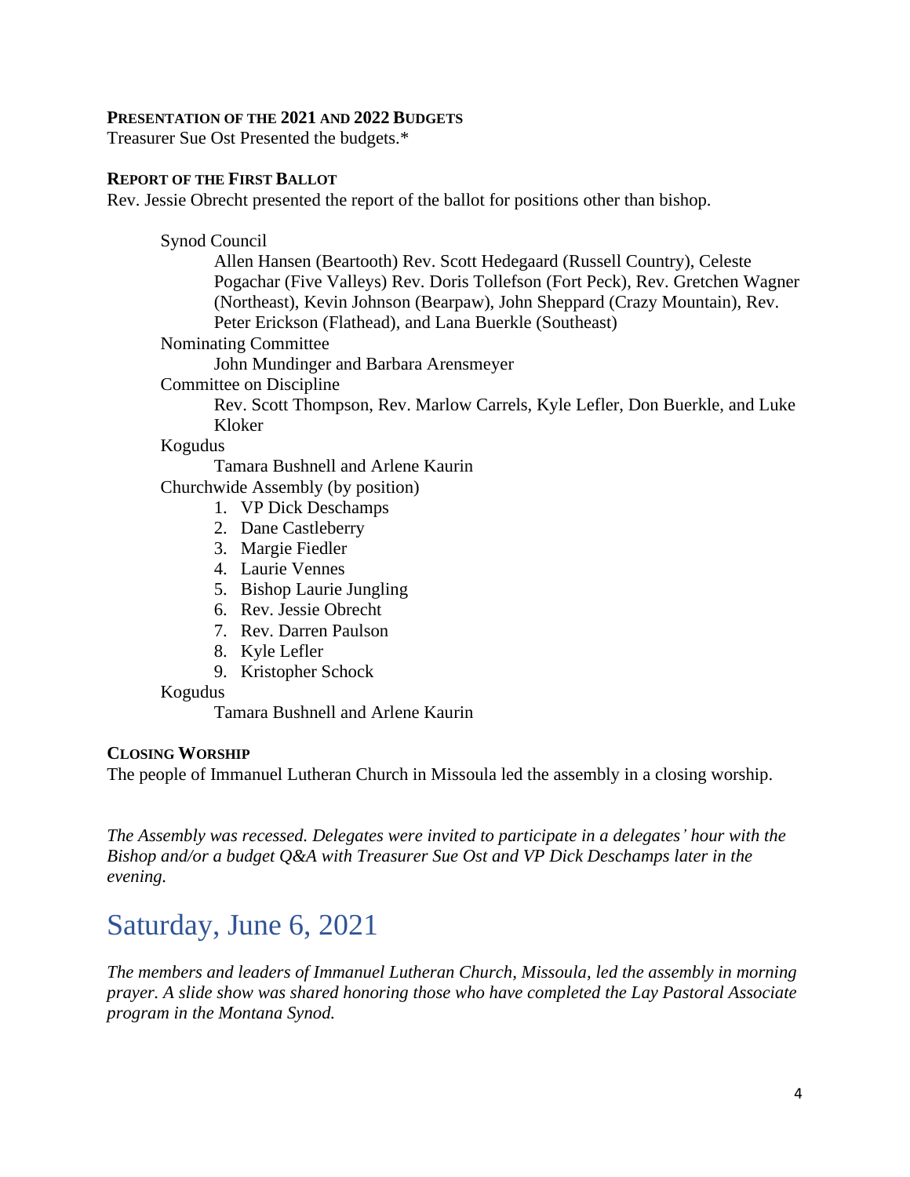**PRESENTATION OF THE 2021 AND 2022 BUDGETS**

Treasurer Sue Ost Presented the budgets.*

**REPORT OF THE FIRST BALLOT**

Rev. Jessie Obrecht presented the report of the ballot for positions other than bishop.

Synod Council

Allen Hansen (Beartooth) Rev. Scott Hedegaard (Russell Country), Celeste Pogachar (Five Valleys) Rev. Doris Tollefson (Fort Peck), Rev. Gretchen Wagner (Northeast), Kevin Johnson (Bearpaw), John Sheppard (Crazy Mountain), Rev. Peter Erickson (Flathead), and Lana Buerkle (Southeast)

Nominating Committee

John Mundinger and Barbara Arensmeyer

Committee on Discipline

Rev. Scott Thompson, Rev. Marlow Carrels, Kyle Lefler, Don Buerkle, and Luke Kloker

Kogudus

Tamara Bushnell and Arlene Kaurin

Churchwide Assembly (by position)

1. VP Dick Deschamps
2. Dane Castleberry
3. Margie Fiedler
4. Laurie Vennes
5. Bishop Laurie Jungling
6. Rev. Jessie Obrecht
7. Rev. Darren Paulson
8. Kyle Lefler
9. Kristopher Schock

Kogudus

Tamara Bushnell and Arlene Kaurin

**CLOSING WORSHIP**

The people of Immanuel Lutheran Church in Missoula led the assembly in a closing worship.

*The Assembly was recessed. Delegates were invited to participate in a delegates' hour with the Bishop and/or a budget Q&A with Treasurer Sue Ost and VP Dick Deschamps later in the evening.*

# Saturday, June 6, 2021

*The members and leaders of Immanuel Lutheran Church, Missoula, led the assembly in morning prayer. A slide show was shared honoring those who have completed the Lay Pastoral Associate program in the Montana Synod.*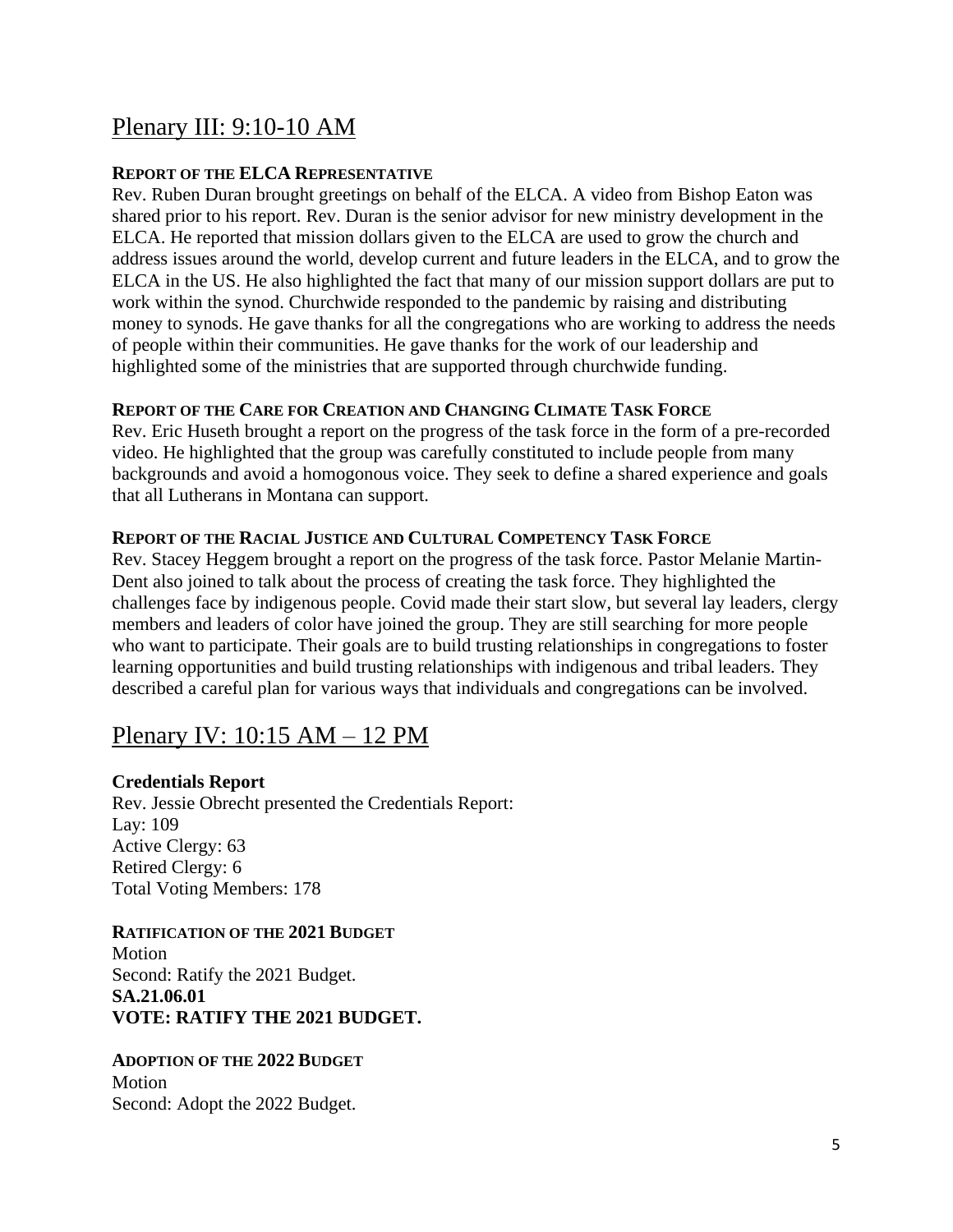## Plenary III: 9:10-10 AM

**REPORT OF THE ELCA REPRESENTATIVE**

Rev. Ruben Duran brought greetings on behalf of the ELCA. A video from Bishop Eaton was shared prior to his report. Rev. Duran is the senior advisor for new ministry development in the ELCA. He reported that mission dollars given to the ELCA are used to grow the church and address issues around the world, develop current and future leaders in the ELCA, and to grow the ELCA in the US. He also highlighted the fact that many of our mission support dollars are put to work within the synod. Churchwide responded to the pandemic by raising and distributing money to synods. He gave thanks for all the congregations who are working to address the needs of people within their communities. He gave thanks for the work of our leadership and highlighted some of the ministries that are supported through churchwide funding.

**REPORT OF THE CARE FOR CREATION AND CHANGING CLIMATE TASK FORCE**

Rev. Eric Huseth brought a report on the progress of the task force in the form of a pre-recorded video. He highlighted that the group was carefully constituted to include people from many backgrounds and avoid a homogonous voice. They seek to define a shared experience and goals that all Lutherans in Montana can support.

**REPORT OF THE RACIAL JUSTICE AND CULTURAL COMPETENCY TASK FORCE**

Rev. Stacey Heggem brought a report on the progress of the task force. Pastor Melanie Martin-Dent also joined to talk about the process of creating the task force. They highlighted the challenges face by indigenous people. Covid made their start slow, but several lay leaders, clergy members and leaders of color have joined the group. They are still searching for more people who want to participate. Their goals are to build trusting relationships in congregations to foster learning opportunities and build trusting relationships with indigenous and tribal leaders. They described a careful plan for various ways that individuals and congregations can be involved.

## Plenary IV: 10:15 AM – 12 PM

**Credentials Report**

Rev. Jessie Obrecht presented the Credentials Report:
Lay: 109
Active Clergy: 63
Retired Clergy: 6
Total Voting Members: 178

**RATIFICATION OF THE 2021 BUDGET**

Motion
Second: Ratify the 2021 Budget.
**SA.21.06.01**
**VOTE: RATIFY THE 2021 BUDGET.**

**ADOPTION OF THE 2022 BUDGET**

Motion
Second: Adopt the 2022 Budget.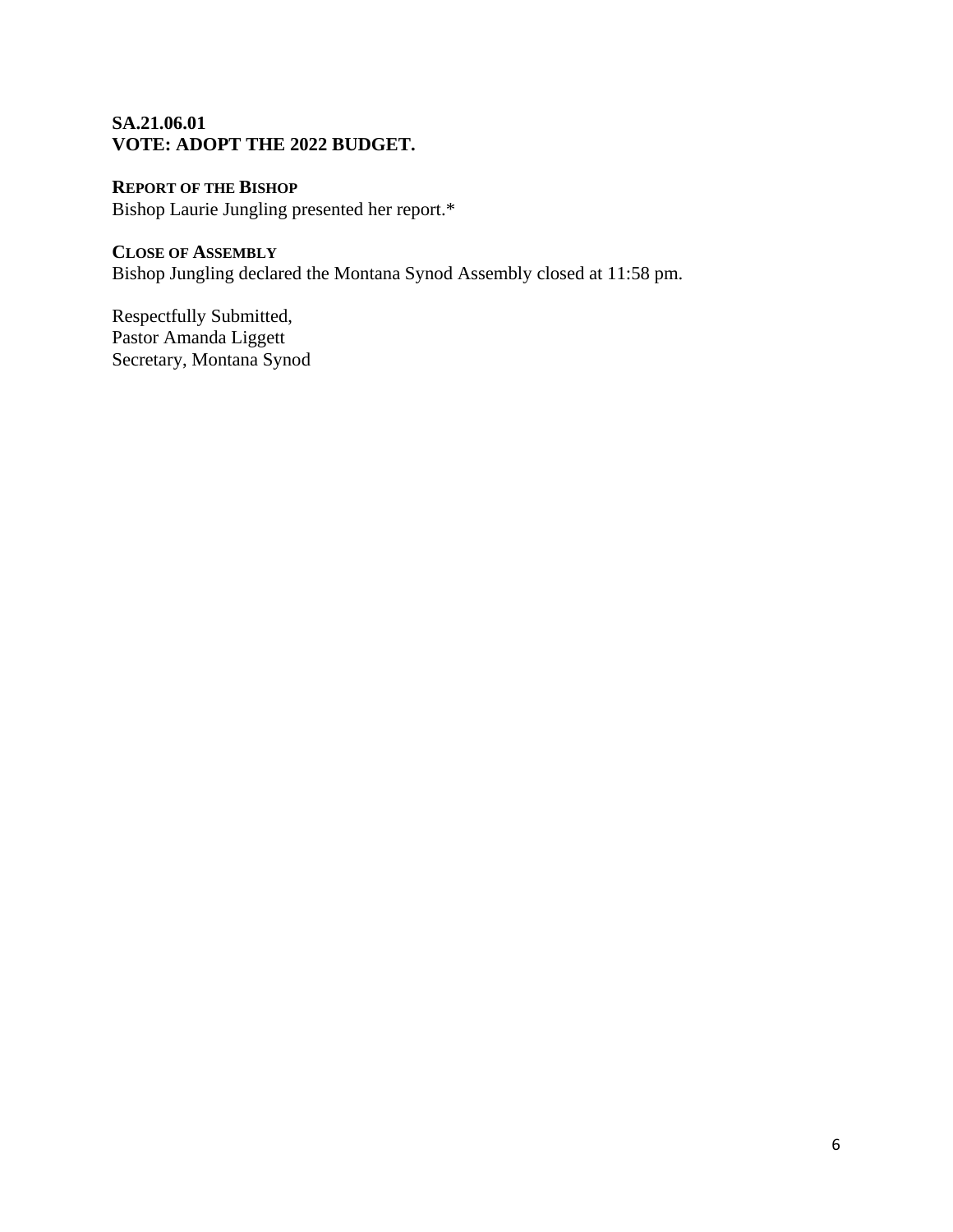**SA.21.06.01**
**VOTE: ADOPT THE 2022 BUDGET.**

**REPORT OF THE BISHOP**
Bishop Laurie Jungling presented her report.*

**CLOSE OF ASSEMBLY**
Bishop Jungling declared the Montana Synod Assembly closed at 11:58 pm.

Respectfully Submitted,
Pastor Amanda Liggett
Secretary, Montana Synod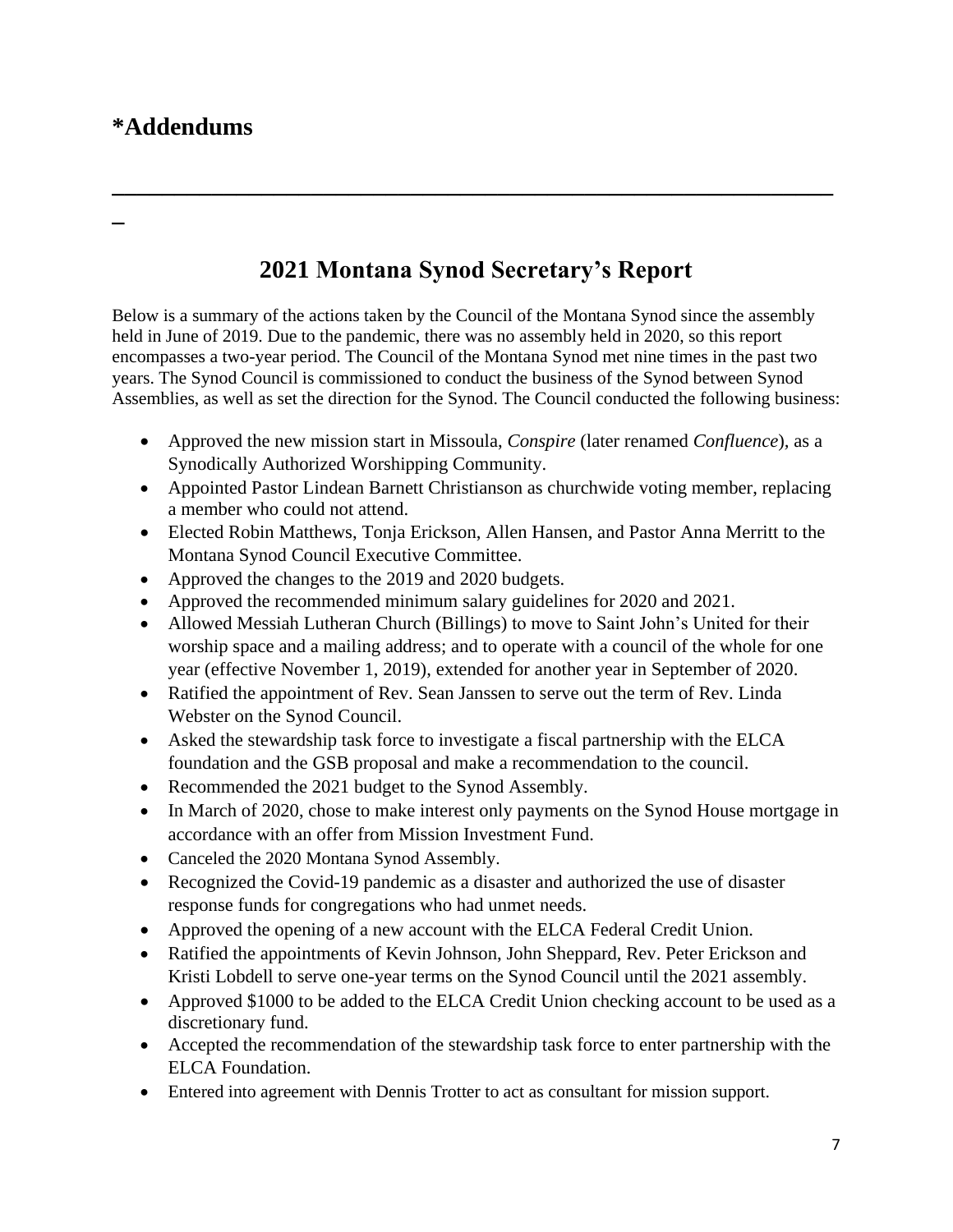## *Addendums

---

# 2021 Montana Synod Secretary's Report

Below is a summary of the actions taken by the Council of the Montana Synod since the assembly held in June of 2019. Due to the pandemic, there was no assembly held in 2020, so this report encompasses a two-year period. The Council of the Montana Synod met nine times in the past two years. The Synod Council is commissioned to conduct the business of the Synod between Synod Assemblies, as well as set the direction for the Synod. The Council conducted the following business:

- Approved the new mission start in Missoula, *Conspire* (later renamed *Confluence*), as a Synodically Authorized Worshipping Community.
- Appointed Pastor Lindean Barnett Christianson as churchwide voting member, replacing a member who could not attend.
- Elected Robin Matthews, Tonja Erickson, Allen Hansen, and Pastor Anna Merritt to the Montana Synod Council Executive Committee.
- Approved the changes to the 2019 and 2020 budgets.
- Approved the recommended minimum salary guidelines for 2020 and 2021.
- Allowed Messiah Lutheran Church (Billings) to move to Saint John's United for their worship space and a mailing address; and to operate with a council of the whole for one year (effective November 1, 2019), extended for another year in September of 2020.
- Ratified the appointment of Rev. Sean Janssen to serve out the term of Rev. Linda Webster on the Synod Council.
- Asked the stewardship task force to investigate a fiscal partnership with the ELCA foundation and the GSB proposal and make a recommendation to the council.
- Recommended the 2021 budget to the Synod Assembly.
- In March of 2020, chose to make interest only payments on the Synod House mortgage in accordance with an offer from Mission Investment Fund.
- Canceled the 2020 Montana Synod Assembly.
- Recognized the Covid-19 pandemic as a disaster and authorized the use of disaster response funds for congregations who had unmet needs.
- Approved the opening of a new account with the ELCA Federal Credit Union.
- Ratified the appointments of Kevin Johnson, John Sheppard, Rev. Peter Erickson and Kristi Lobdell to serve one-year terms on the Synod Council until the 2021 assembly.
- Approved $1000 to be added to the ELCA Credit Union checking account to be used as a discretionary fund.
- Accepted the recommendation of the stewardship task force to enter partnership with the ELCA Foundation.
- Entered into agreement with Dennis Trotter to act as consultant for mission support.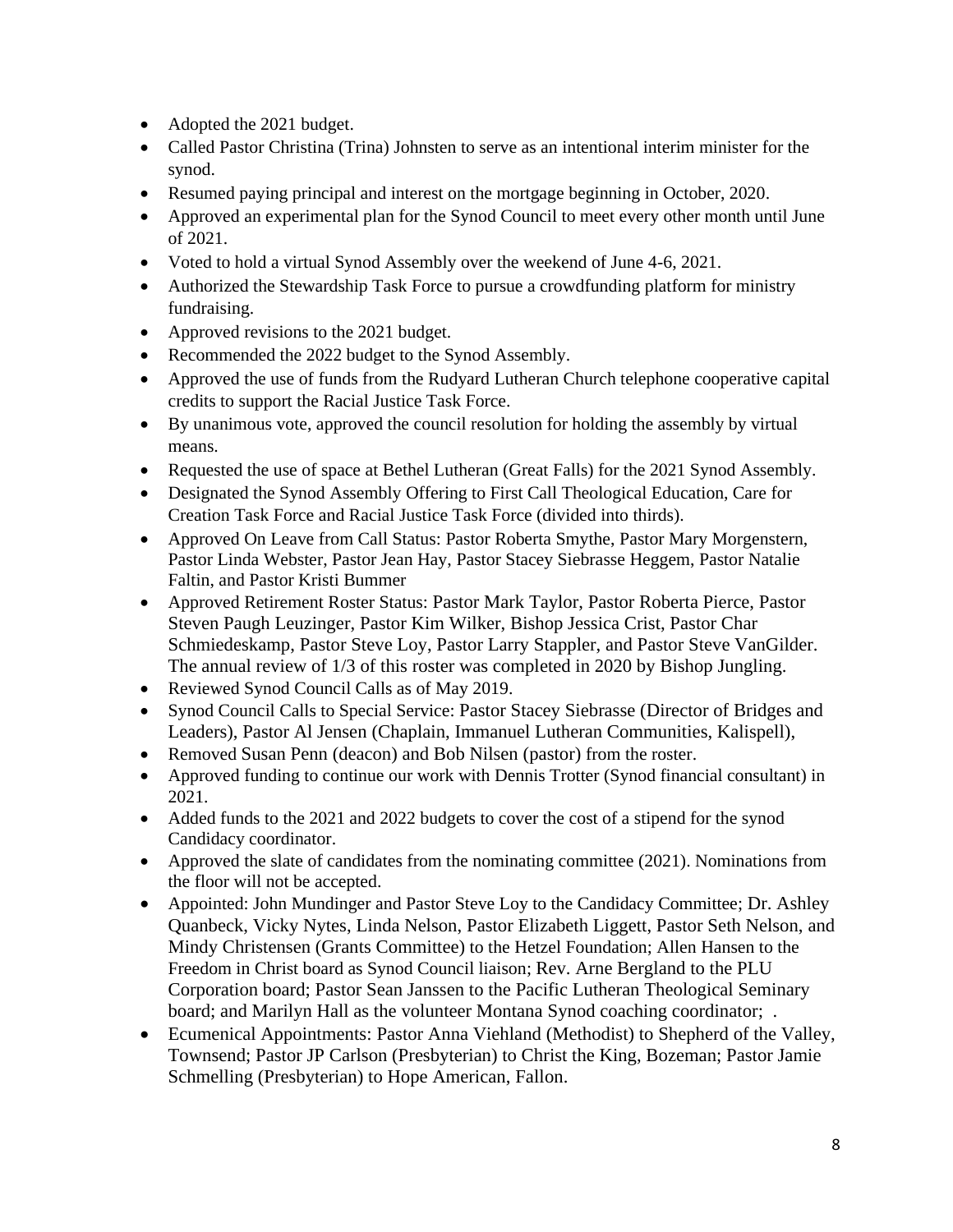- Adopted the 2021 budget.
- Called Pastor Christina (Trina) Johnsten to serve as an intentional interim minister for the synod.
- Resumed paying principal and interest on the mortgage beginning in October, 2020.
- Approved an experimental plan for the Synod Council to meet every other month until June of 2021.
- Voted to hold a virtual Synod Assembly over the weekend of June 4-6, 2021.
- Authorized the Stewardship Task Force to pursue a crowdfunding platform for ministry fundraising.
- Approved revisions to the 2021 budget.
- Recommended the 2022 budget to the Synod Assembly.
- Approved the use of funds from the Rudyard Lutheran Church telephone cooperative capital credits to support the Racial Justice Task Force.
- By unanimous vote, approved the council resolution for holding the assembly by virtual means.
- Requested the use of space at Bethel Lutheran (Great Falls) for the 2021 Synod Assembly.
- Designated the Synod Assembly Offering to First Call Theological Education, Care for Creation Task Force and Racial Justice Task Force (divided into thirds).
- Approved On Leave from Call Status: Pastor Roberta Smythe, Pastor Mary Morgenstern, Pastor Linda Webster, Pastor Jean Hay, Pastor Stacey Siebrasse Heggem, Pastor Natalie Faltin, and Pastor Kristi Bummer
- Approved Retirement Roster Status: Pastor Mark Taylor, Pastor Roberta Pierce, Pastor Steven Paugh Leuzinger, Pastor Kim Wilker, Bishop Jessica Crist, Pastor Char Schmiedeskamp, Pastor Steve Loy, Pastor Larry Stappler, and Pastor Steve VanGilder. The annual review of 1/3 of this roster was completed in 2020 by Bishop Jungling.
- Reviewed Synod Council Calls as of May 2019.
- Synod Council Calls to Special Service: Pastor Stacey Siebrasse (Director of Bridges and Leaders), Pastor Al Jensen (Chaplain, Immanuel Lutheran Communities, Kalispell),
- Removed Susan Penn (deacon) and Bob Nilsen (pastor) from the roster.
- Approved funding to continue our work with Dennis Trotter (Synod financial consultant) in 2021.
- Added funds to the 2021 and 2022 budgets to cover the cost of a stipend for the synod Candidacy coordinator.
- Approved the slate of candidates from the nominating committee (2021). Nominations from the floor will not be accepted.
- Appointed: John Mundinger and Pastor Steve Loy to the Candidacy Committee; Dr. Ashley Quanbeck, Vicky Nytes, Linda Nelson, Pastor Elizabeth Liggett, Pastor Seth Nelson, and Mindy Christensen (Grants Committee) to the Hetzel Foundation; Allen Hansen to the Freedom in Christ board as Synod Council liaison; Rev. Arne Bergland to the PLU Corporation board; Pastor Sean Janssen to the Pacific Lutheran Theological Seminary board; and Marilyn Hall as the volunteer Montana Synod coaching coordinator; .
- Ecumenical Appointments: Pastor Anna Viehland (Methodist) to Shepherd of the Valley, Townsend; Pastor JP Carlson (Presbyterian) to Christ the King, Bozeman; Pastor Jamie Schmelling (Presbyterian) to Hope American, Fallon.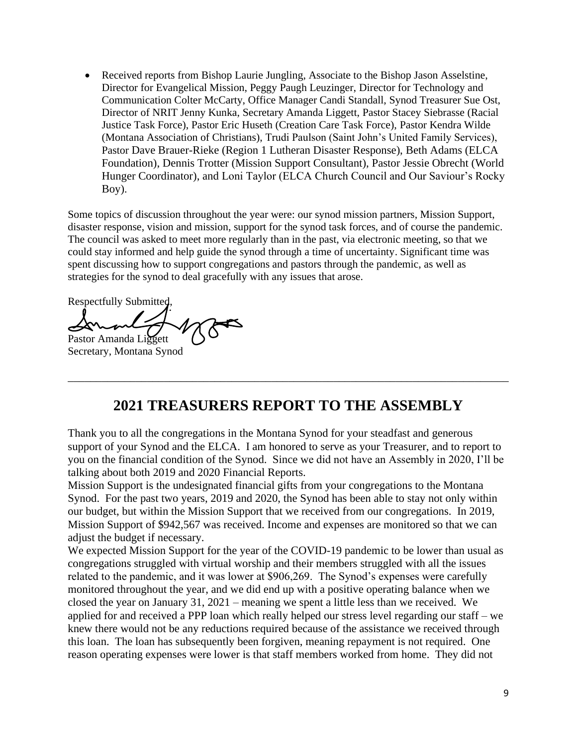- Received reports from Bishop Laurie Jungling, Associate to the Bishop Jason Asselstine, Director for Evangelical Mission, Peggy Paugh Leuzinger, Director for Technology and Communication Colter McCarty, Office Manager Candi Standall, Synod Treasurer Sue Ost, Director of NRIT Jenny Kunka, Secretary Amanda Liggett, Pastor Stacey Siebrasse (Racial Justice Task Force), Pastor Eric Huseth (Creation Care Task Force), Pastor Kendra Wilde (Montana Association of Christians), Trudi Paulson (Saint John's United Family Services), Pastor Dave Brauer-Rieke (Region 1 Lutheran Disaster Response), Beth Adams (ELCA Foundation), Dennis Trotter (Mission Support Consultant), Pastor Jessie Obrecht (World Hunger Coordinator), and Loni Taylor (ELCA Church Council and Our Saviour's Rocky Boy).

Some topics of discussion throughout the year were: our synod mission partners, Mission Support, disaster response, vision and mission, support for the synod task forces, and of course the pandemic. The council was asked to meet more regularly than in the past, via electronic meeting, so that we could stay informed and help guide the synod through a time of uncertainty. Significant time was spent discussing how to support congregations and pastors through the pandemic, as well as strategies for the synod to deal gracefully with any issues that arose.

Respectfully Submitted,

Pastor Amanda Liggett
Secretary, Montana Synod

---

## 2021 TREASURERS REPORT TO THE ASSEMBLY

Thank you to all the congregations in the Montana Synod for your steadfast and generous support of your Synod and the ELCA. I am honored to serve as your Treasurer, and to report to you on the financial condition of the Synod. Since we did not have an Assembly in 2020, I'll be talking about both 2019 and 2020 Financial Reports.

Mission Support is the undesignated financial gifts from your congregations to the Montana Synod. For the past two years, 2019 and 2020, the Synod has been able to stay not only within our budget, but within the Mission Support that we received from our congregations. In 2019, Mission Support of $942,567 was received. Income and expenses are monitored so that we can adjust the budget if necessary.

We expected Mission Support for the year of the COVID-19 pandemic to be lower than usual as congregations struggled with virtual worship and their members struggled with all the issues related to the pandemic, and it was lower at $906,269. The Synod's expenses were carefully monitored throughout the year, and we did end up with a positive operating balance when we closed the year on January 31, 2021 – meaning we spent a little less than we received. We applied for and received a PPP loan which really helped our stress level regarding our staff – we knew there would not be any reductions required because of the assistance we received through this loan. The loan has subsequently been forgiven, meaning repayment is not required. One reason operating expenses were lower is that staff members worked from home. They did not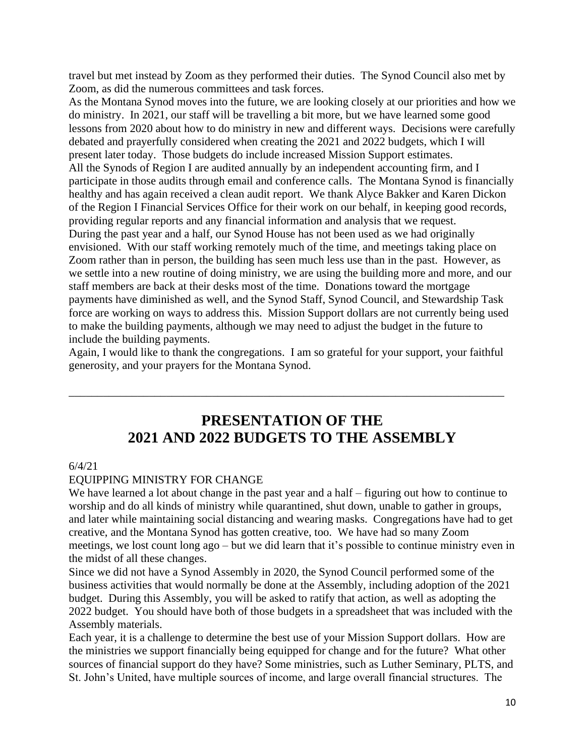travel but met instead by Zoom as they performed their duties. The Synod Council also met by Zoom, as did the numerous committees and task forces.

As the Montana Synod moves into the future, we are looking closely at our priorities and how we do ministry. In 2021, our staff will be travelling a bit more, but we have learned some good lessons from 2020 about how to do ministry in new and different ways. Decisions were carefully debated and prayerfully considered when creating the 2021 and 2022 budgets, which I will present later today. Those budgets do include increased Mission Support estimates.

All the Synods of Region I are audited annually by an independent accounting firm, and I participate in those audits through email and conference calls. The Montana Synod is financially healthy and has again received a clean audit report. We thank Alyce Bakker and Karen Dickon of the Region I Financial Services Office for their work on our behalf, in keeping good records, providing regular reports and any financial information and analysis that we request.

During the past year and a half, our Synod House has not been used as we had originally envisioned. With our staff working remotely much of the time, and meetings taking place on Zoom rather than in person, the building has seen much less use than in the past. However, as we settle into a new routine of doing ministry, we are using the building more and more, and our staff members are back at their desks most of the time. Donations toward the mortgage payments have diminished as well, and the Synod Staff, Synod Council, and Stewardship Task force are working on ways to address this. Mission Support dollars are not currently being used to make the building payments, although we may need to adjust the budget in the future to include the building payments.

Again, I would like to thank the congregations. I am so grateful for your support, your faithful generosity, and your prayers for the Montana Synod.

---

# PRESENTATION OF THE 2021 AND 2022 BUDGETS TO THE ASSEMBLY

6/4/21

EQUIPPING MINISTRY FOR CHANGE

We have learned a lot about change in the past year and a half – figuring out how to continue to worship and do all kinds of ministry while quarantined, shut down, unable to gather in groups, and later while maintaining social distancing and wearing masks. Congregations have had to get creative, and the Montana Synod has gotten creative, too. We have had so many Zoom meetings, we lost count long ago – but we did learn that it's possible to continue ministry even in the midst of all these changes.

Since we did not have a Synod Assembly in 2020, the Synod Council performed some of the business activities that would normally be done at the Assembly, including adoption of the 2021 budget. During this Assembly, you will be asked to ratify that action, as well as adopting the 2022 budget. You should have both of those budgets in a spreadsheet that was included with the Assembly materials.

Each year, it is a challenge to determine the best use of your Mission Support dollars. How are the ministries we support financially being equipped for change and for the future? What other sources of financial support do they have? Some ministries, such as Luther Seminary, PLTS, and St. John's United, have multiple sources of income, and large overall financial structures. The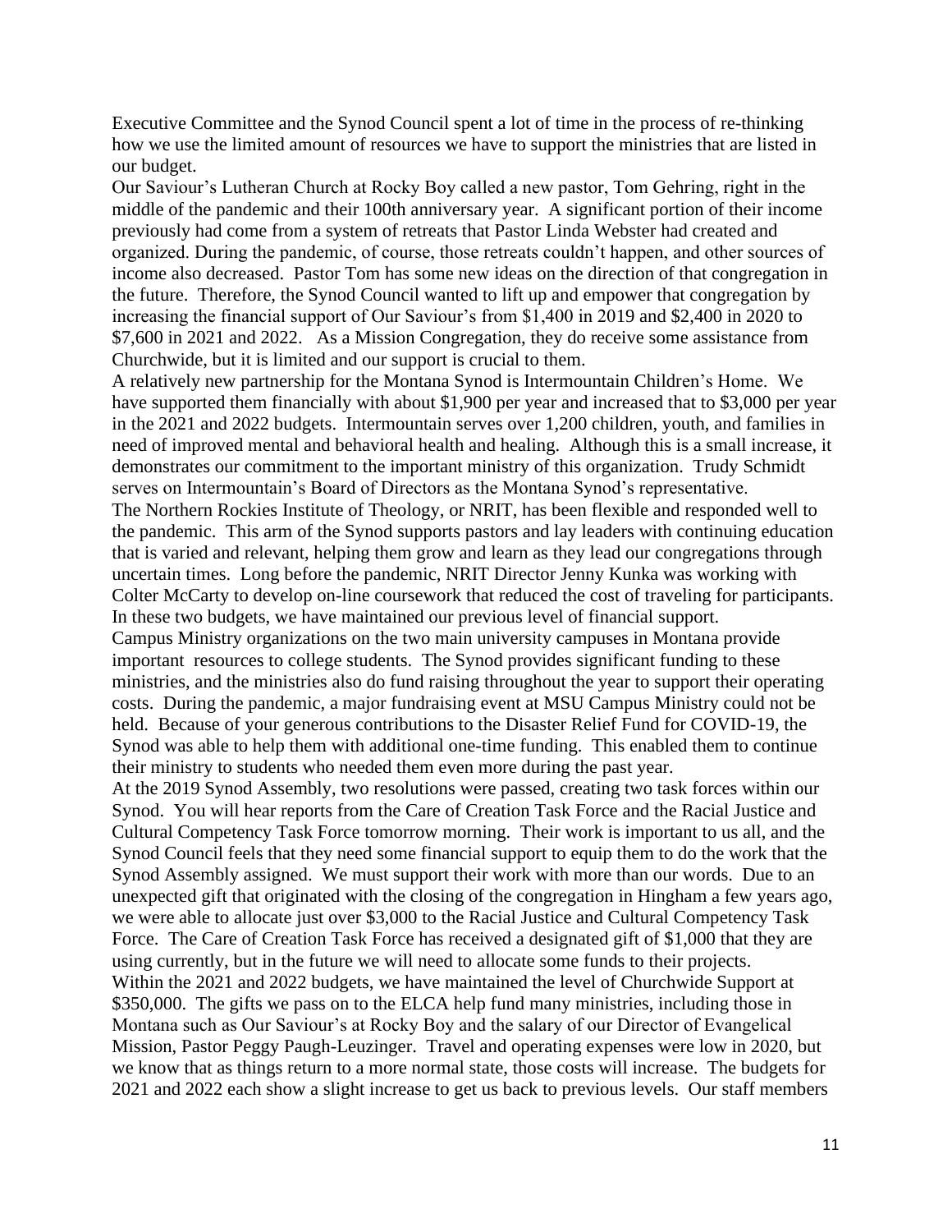Executive Committee and the Synod Council spent a lot of time in the process of re-thinking how we use the limited amount of resources we have to support the ministries that are listed in our budget.

Our Saviour's Lutheran Church at Rocky Boy called a new pastor, Tom Gehring, right in the middle of the pandemic and their 100th anniversary year. A significant portion of their income previously had come from a system of retreats that Pastor Linda Webster had created and organized. During the pandemic, of course, those retreats couldn't happen, and other sources of income also decreased. Pastor Tom has some new ideas on the direction of that congregation in the future. Therefore, the Synod Council wanted to lift up and empower that congregation by increasing the financial support of Our Saviour's from $1,400 in 2019 and $2,400 in 2020 to $7,600 in 2021 and 2022. As a Mission Congregation, they do receive some assistance from Churchwide, but it is limited and our support is crucial to them.

A relatively new partnership for the Montana Synod is Intermountain Children's Home. We have supported them financially with about $1,900 per year and increased that to $3,000 per year in the 2021 and 2022 budgets. Intermountain serves over 1,200 children, youth, and families in need of improved mental and behavioral health and healing. Although this is a small increase, it demonstrates our commitment to the important ministry of this organization. Trudy Schmidt serves on Intermountain's Board of Directors as the Montana Synod's representative.

The Northern Rockies Institute of Theology, or NRIT, has been flexible and responded well to the pandemic. This arm of the Synod supports pastors and lay leaders with continuing education that is varied and relevant, helping them grow and learn as they lead our congregations through uncertain times. Long before the pandemic, NRIT Director Jenny Kunka was working with Colter McCarty to develop on-line coursework that reduced the cost of traveling for participants. In these two budgets, we have maintained our previous level of financial support.

Campus Ministry organizations on the two main university campuses in Montana provide important resources to college students. The Synod provides significant funding to these ministries, and the ministries also do fund raising throughout the year to support their operating costs. During the pandemic, a major fundraising event at MSU Campus Ministry could not be held. Because of your generous contributions to the Disaster Relief Fund for COVID-19, the Synod was able to help them with additional one-time funding. This enabled them to continue their ministry to students who needed them even more during the past year.

At the 2019 Synod Assembly, two resolutions were passed, creating two task forces within our Synod. You will hear reports from the Care of Creation Task Force and the Racial Justice and Cultural Competency Task Force tomorrow morning. Their work is important to us all, and the Synod Council feels that they need some financial support to equip them to do the work that the Synod Assembly assigned. We must support their work with more than our words. Due to an unexpected gift that originated with the closing of the congregation in Hingham a few years ago, we were able to allocate just over $3,000 to the Racial Justice and Cultural Competency Task Force. The Care of Creation Task Force has received a designated gift of $1,000 that they are using currently, but in the future we will need to allocate some funds to their projects.

Within the 2021 and 2022 budgets, we have maintained the level of Churchwide Support at $350,000. The gifts we pass on to the ELCA help fund many ministries, including those in Montana such as Our Saviour's at Rocky Boy and the salary of our Director of Evangelical Mission, Pastor Peggy Paugh-Leuzinger. Travel and operating expenses were low in 2020, but we know that as things return to a more normal state, those costs will increase. The budgets for 2021 and 2022 each show a slight increase to get us back to previous levels. Our staff members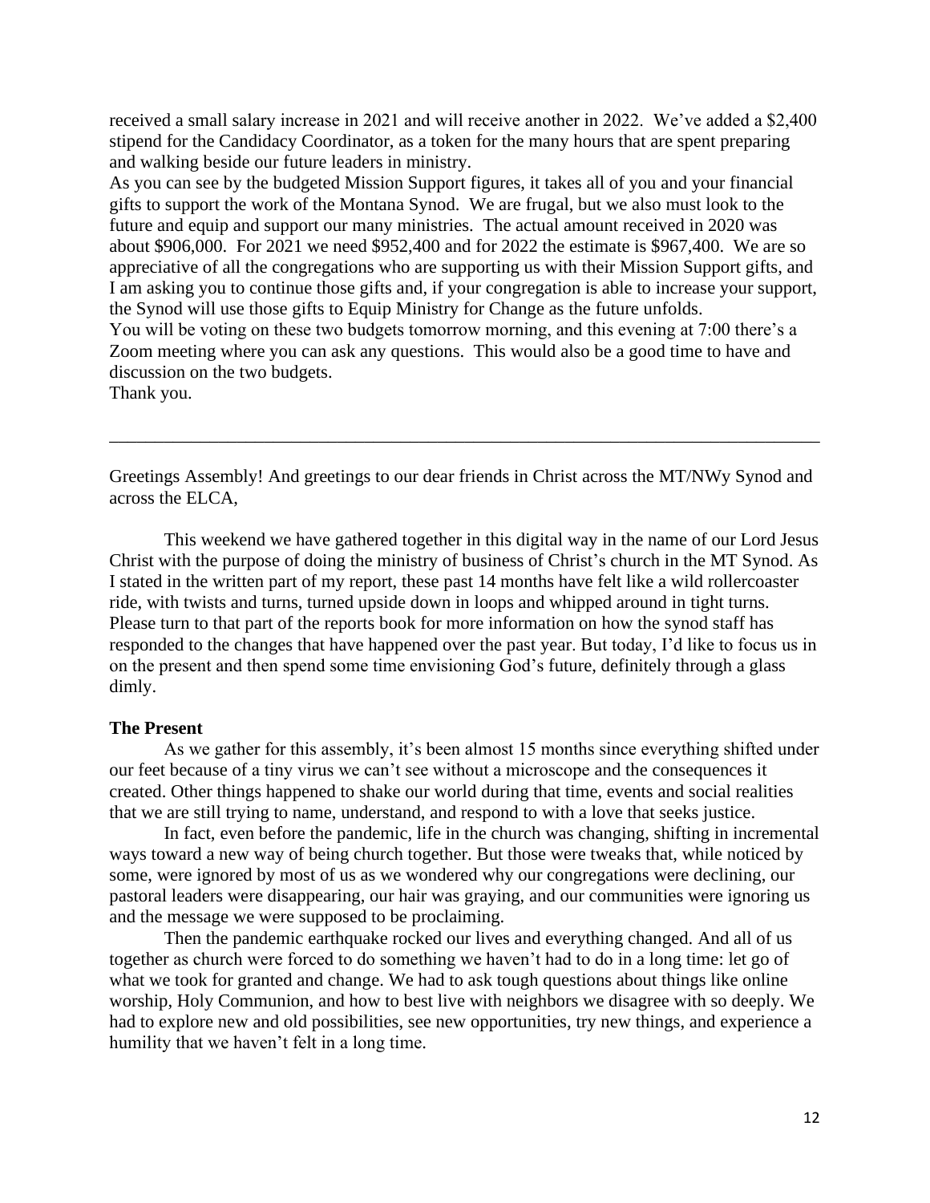received a small salary increase in 2021 and will receive another in 2022. We've added a $2,400 stipend for the Candidacy Coordinator, as a token for the many hours that are spent preparing and walking beside our future leaders in ministry.

As you can see by the budgeted Mission Support figures, it takes all of you and your financial gifts to support the work of the Montana Synod. We are frugal, but we also must look to the future and equip and support our many ministries. The actual amount received in 2020 was about $906,000. For 2021 we need $952,400 and for 2022 the estimate is $967,400. We are so appreciative of all the congregations who are supporting us with their Mission Support gifts, and I am asking you to continue those gifts and, if your congregation is able to increase your support, the Synod will use those gifts to Equip Ministry for Change as the future unfolds.

You will be voting on these two budgets tomorrow morning, and this evening at 7:00 there's a Zoom meeting where you can ask any questions. This would also be a good time to have and discussion on the two budgets.

Thank you.

---

Greetings Assembly! And greetings to our dear friends in Christ across the MT/NWy Synod and across the ELCA,

This weekend we have gathered together in this digital way in the name of our Lord Jesus Christ with the purpose of doing the ministry of business of Christ's church in the MT Synod. As I stated in the written part of my report, these past 14 months have felt like a wild rollercoaster ride, with twists and turns, turned upside down in loops and whipped around in tight turns. Please turn to that part of the reports book for more information on how the synod staff has responded to the changes that have happened over the past year. But today, I'd like to focus us in on the present and then spend some time envisioning God's future, definitely through a glass dimly.

**The Present**

As we gather for this assembly, it's been almost 15 months since everything shifted under our feet because of a tiny virus we can't see without a microscope and the consequences it created. Other things happened to shake our world during that time, events and social realities that we are still trying to name, understand, and respond to with a love that seeks justice.

In fact, even before the pandemic, life in the church was changing, shifting in incremental ways toward a new way of being church together. But those were tweaks that, while noticed by some, were ignored by most of us as we wondered why our congregations were declining, our pastoral leaders were disappearing, our hair was graying, and our communities were ignoring us and the message we were supposed to be proclaiming.

Then the pandemic earthquake rocked our lives and everything changed. And all of us together as church were forced to do something we haven't had to do in a long time: let go of what we took for granted and change. We had to ask tough questions about things like online worship, Holy Communion, and how to best live with neighbors we disagree with so deeply. We had to explore new and old possibilities, see new opportunities, try new things, and experience a humility that we haven't felt in a long time.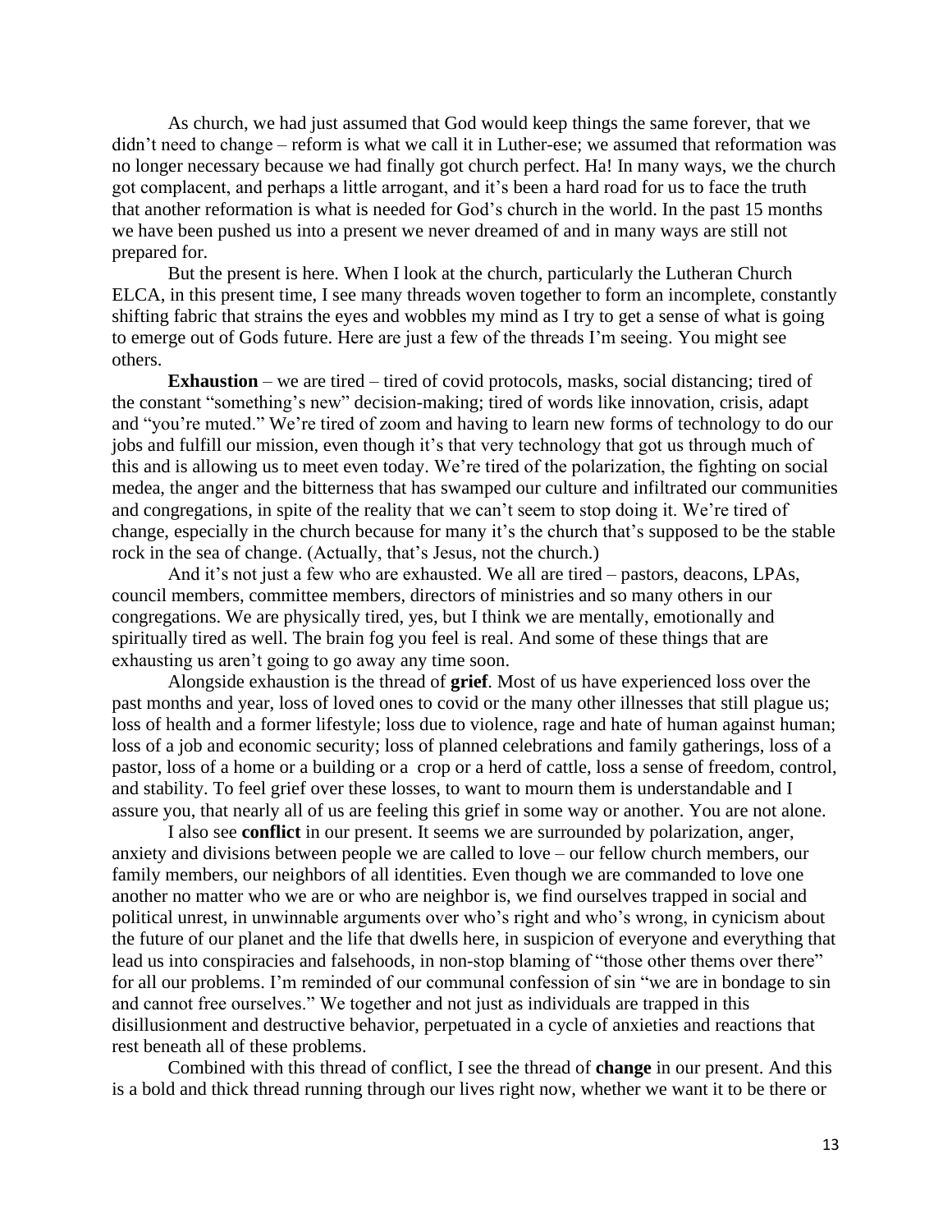As church, we had just assumed that God would keep things the same forever, that we didn't need to change – reform is what we call it in Luther-ese; we assumed that reformation was no longer necessary because we had finally got church perfect. Ha! In many ways, we the church got complacent, and perhaps a little arrogant, and it's been a hard road for us to face the truth that another reformation is what is needed for God's church in the world. In the past 15 months we have been pushed us into a present we never dreamed of and in many ways are still not prepared for.

But the present is here. When I look at the church, particularly the Lutheran Church ELCA, in this present time, I see many threads woven together to form an incomplete, constantly shifting fabric that strains the eyes and wobbles my mind as I try to get a sense of what is going to emerge out of Gods future. Here are just a few of the threads I'm seeing. You might see others.

**Exhaustion** – we are tired – tired of covid protocols, masks, social distancing; tired of the constant "something's new" decision-making; tired of words like innovation, crisis, adapt and "you're muted." We're tired of zoom and having to learn new forms of technology to do our jobs and fulfill our mission, even though it's that very technology that got us through much of this and is allowing us to meet even today. We're tired of the polarization, the fighting on social medea, the anger and the bitterness that has swamped our culture and infiltrated our communities and congregations, in spite of the reality that we can't seem to stop doing it. We're tired of change, especially in the church because for many it's the church that's supposed to be the stable rock in the sea of change. (Actually, that's Jesus, not the church.)

And it's not just a few who are exhausted. We all are tired – pastors, deacons, LPAs, council members, committee members, directors of ministries and so many others in our congregations. We are physically tired, yes, but I think we are mentally, emotionally and spiritually tired as well. The brain fog you feel is real. And some of these things that are exhausting us aren't going to go away any time soon.

Alongside exhaustion is the thread of **grief**. Most of us have experienced loss over the past months and year, loss of loved ones to covid or the many other illnesses that still plague us; loss of health and a former lifestyle; loss due to violence, rage and hate of human against human; loss of a job and economic security; loss of planned celebrations and family gatherings, loss of a pastor, loss of a home or a building or a crop or a herd of cattle, loss a sense of freedom, control, and stability. To feel grief over these losses, to want to mourn them is understandable and I assure you, that nearly all of us are feeling this grief in some way or another. You are not alone.

I also see **conflict** in our present. It seems we are surrounded by polarization, anger, anxiety and divisions between people we are called to love – our fellow church members, our family members, our neighbors of all identities. Even though we are commanded to love one another no matter who we are or who are neighbor is, we find ourselves trapped in social and political unrest, in unwinnable arguments over who's right and who's wrong, in cynicism about the future of our planet and the life that dwells here, in suspicion of everyone and everything that lead us into conspiracies and falsehoods, in non-stop blaming of "those other thems over there" for all our problems. I'm reminded of our communal confession of sin "we are in bondage to sin and cannot free ourselves." We together and not just as individuals are trapped in this disillusionment and destructive behavior, perpetuated in a cycle of anxieties and reactions that rest beneath all of these problems.

Combined with this thread of conflict, I see the thread of **change** in our present. And this is a bold and thick thread running through our lives right now, whether we want it to be there or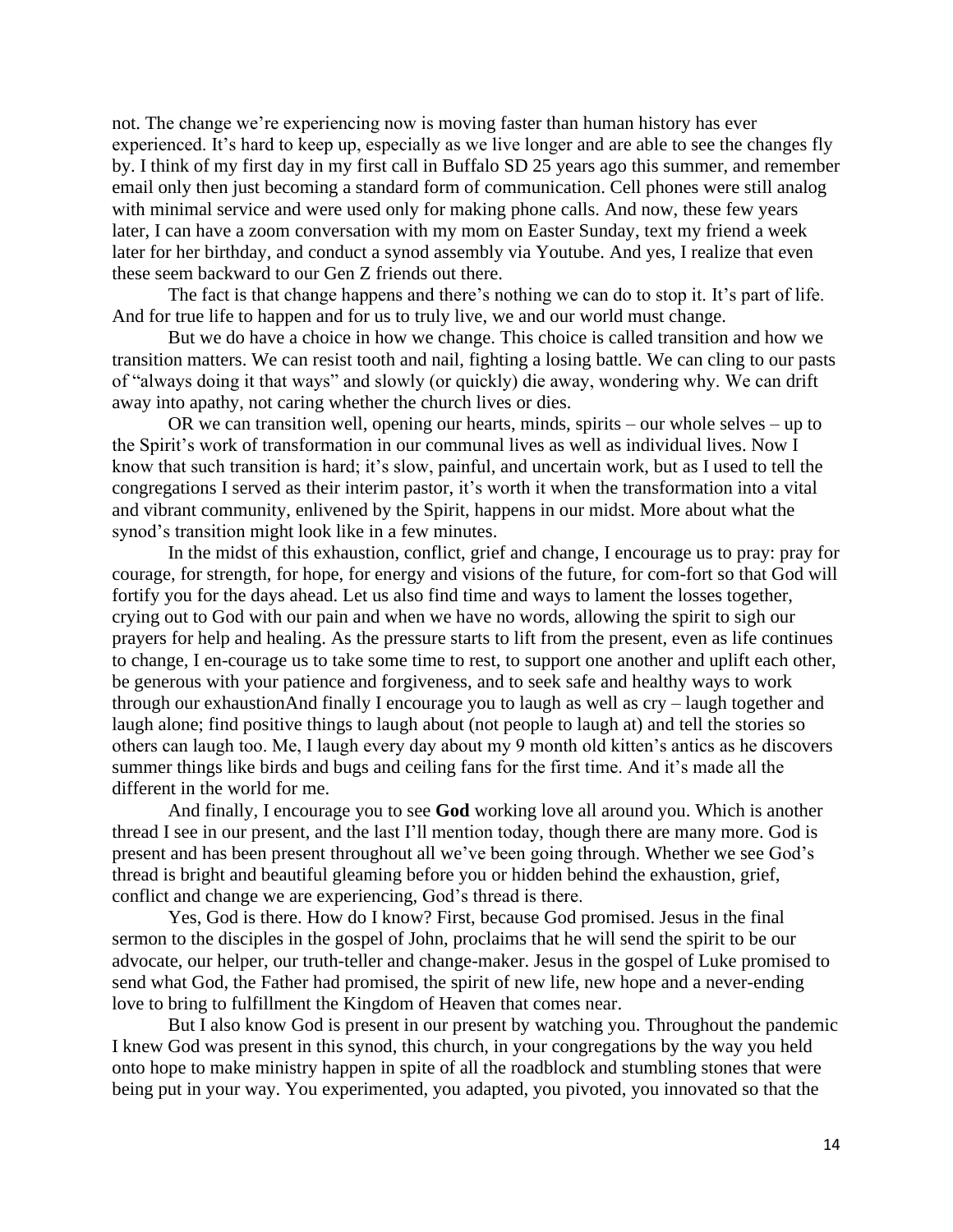not. The change we're experiencing now is moving faster than human history has ever experienced. It's hard to keep up, especially as we live longer and are able to see the changes fly by. I think of my first day in my first call in Buffalo SD 25 years ago this summer, and remember email only then just becoming a standard form of communication. Cell phones were still analog with minimal service and were used only for making phone calls. And now, these few years later, I can have a zoom conversation with my mom on Easter Sunday, text my friend a week later for her birthday, and conduct a synod assembly via Youtube. And yes, I realize that even these seem backward to our Gen Z friends out there.

The fact is that change happens and there's nothing we can do to stop it. It's part of life. And for true life to happen and for us to truly live, we and our world must change.

But we do have a choice in how we change. This choice is called transition and how we transition matters. We can resist tooth and nail, fighting a losing battle. We can cling to our pasts of "always doing it that ways" and slowly (or quickly) die away, wondering why. We can drift away into apathy, not caring whether the church lives or dies.

OR we can transition well, opening our hearts, minds, spirits – our whole selves – up to the Spirit's work of transformation in our communal lives as well as individual lives. Now I know that such transition is hard; it's slow, painful, and uncertain work, but as I used to tell the congregations I served as their interim pastor, it's worth it when the transformation into a vital and vibrant community, enlivened by the Spirit, happens in our midst. More about what the synod's transition might look like in a few minutes.

In the midst of this exhaustion, conflict, grief and change, I encourage us to pray: pray for courage, for strength, for hope, for energy and visions of the future, for com-fort so that God will fortify you for the days ahead. Let us also find time and ways to lament the losses together, crying out to God with our pain and when we have no words, allowing the spirit to sigh our prayers for help and healing. As the pressure starts to lift from the present, even as life continues to change, I en-courage us to take some time to rest, to support one another and uplift each other, be generous with your patience and forgiveness, and to seek safe and healthy ways to work through our exhaustionAnd finally I encourage you to laugh as well as cry – laugh together and laugh alone; find positive things to laugh about (not people to laugh at) and tell the stories so others can laugh too. Me, I laugh every day about my 9 month old kitten's antics as he discovers summer things like birds and bugs and ceiling fans for the first time. And it's made all the different in the world for me.

And finally, I encourage you to see **God** working love all around you. Which is another thread I see in our present, and the last I'll mention today, though there are many more. God is present and has been present throughout all we've been going through. Whether we see God's thread is bright and beautiful gleaming before you or hidden behind the exhaustion, grief, conflict and change we are experiencing, God's thread is there.

Yes, God is there. How do I know? First, because God promised. Jesus in the final sermon to the disciples in the gospel of John, proclaims that he will send the spirit to be our advocate, our helper, our truth-teller and change-maker. Jesus in the gospel of Luke promised to send what God, the Father had promised, the spirit of new life, new hope and a never-ending love to bring to fulfillment the Kingdom of Heaven that comes near.

But I also know God is present in our present by watching you. Throughout the pandemic I knew God was present in this synod, this church, in your congregations by the way you held onto hope to make ministry happen in spite of all the roadblock and stumbling stones that were being put in your way. You experimented, you adapted, you pivoted, you innovated so that the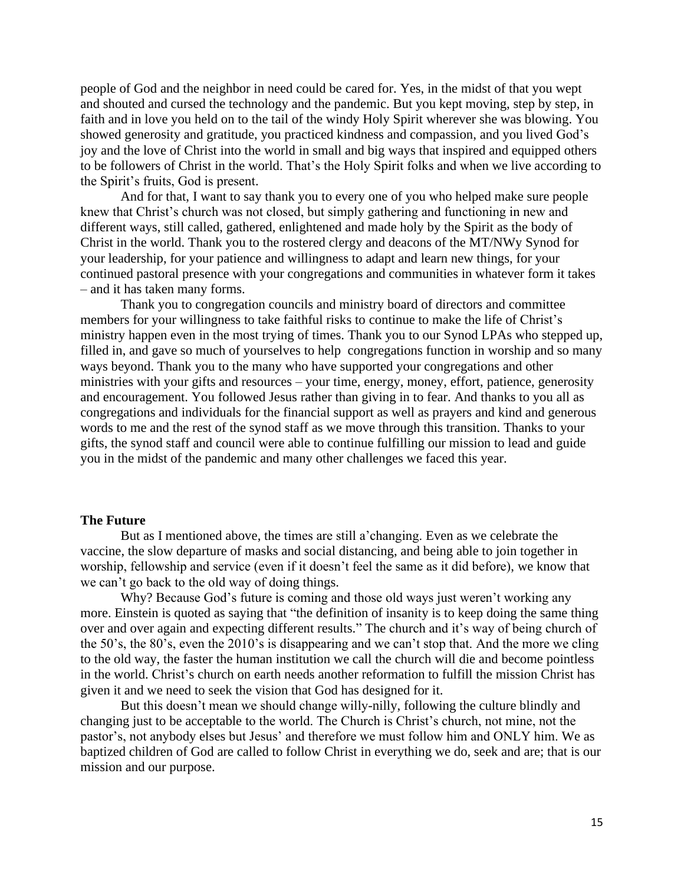people of God and the neighbor in need could be cared for. Yes, in the midst of that you wept and shouted and cursed the technology and the pandemic. But you kept moving, step by step, in faith and in love you held on to the tail of the windy Holy Spirit wherever she was blowing. You showed generosity and gratitude, you practiced kindness and compassion, and you lived God's joy and the love of Christ into the world in small and big ways that inspired and equipped others to be followers of Christ in the world. That's the Holy Spirit folks and when we live according to the Spirit's fruits, God is present.

And for that, I want to say thank you to every one of you who helped make sure people knew that Christ's church was not closed, but simply gathering and functioning in new and different ways, still called, gathered, enlightened and made holy by the Spirit as the body of Christ in the world. Thank you to the rostered clergy and deacons of the MT/NWy Synod for your leadership, for your patience and willingness to adapt and learn new things, for your continued pastoral presence with your congregations and communities in whatever form it takes – and it has taken many forms.

Thank you to congregation councils and ministry board of directors and committee members for your willingness to take faithful risks to continue to make the life of Christ's ministry happen even in the most trying of times. Thank you to our Synod LPAs who stepped up, filled in, and gave so much of yourselves to help congregations function in worship and so many ways beyond. Thank you to the many who have supported your congregations and other ministries with your gifts and resources – your time, energy, money, effort, patience, generosity and encouragement. You followed Jesus rather than giving in to fear. And thanks to you all as congregations and individuals for the financial support as well as prayers and kind and generous words to me and the rest of the synod staff as we move through this transition. Thanks to your gifts, the synod staff and council were able to continue fulfilling our mission to lead and guide you in the midst of the pandemic and many other challenges we faced this year.

**The Future**

But as I mentioned above, the times are still a'changing. Even as we celebrate the vaccine, the slow departure of masks and social distancing, and being able to join together in worship, fellowship and service (even if it doesn't feel the same as it did before), we know that we can't go back to the old way of doing things.

Why? Because God's future is coming and those old ways just weren't working any more. Einstein is quoted as saying that "the definition of insanity is to keep doing the same thing over and over again and expecting different results." The church and it's way of being church of the 50's, the 80's, even the 2010's is disappearing and we can't stop that. And the more we cling to the old way, the faster the human institution we call the church will die and become pointless in the world. Christ's church on earth needs another reformation to fulfill the mission Christ has given it and we need to seek the vision that God has designed for it.

But this doesn't mean we should change willy-nilly, following the culture blindly and changing just to be acceptable to the world. The Church is Christ's church, not mine, not the pastor's, not anybody elses but Jesus' and therefore we must follow him and ONLY him. We as baptized children of God are called to follow Christ in everything we do, seek and are; that is our mission and our purpose.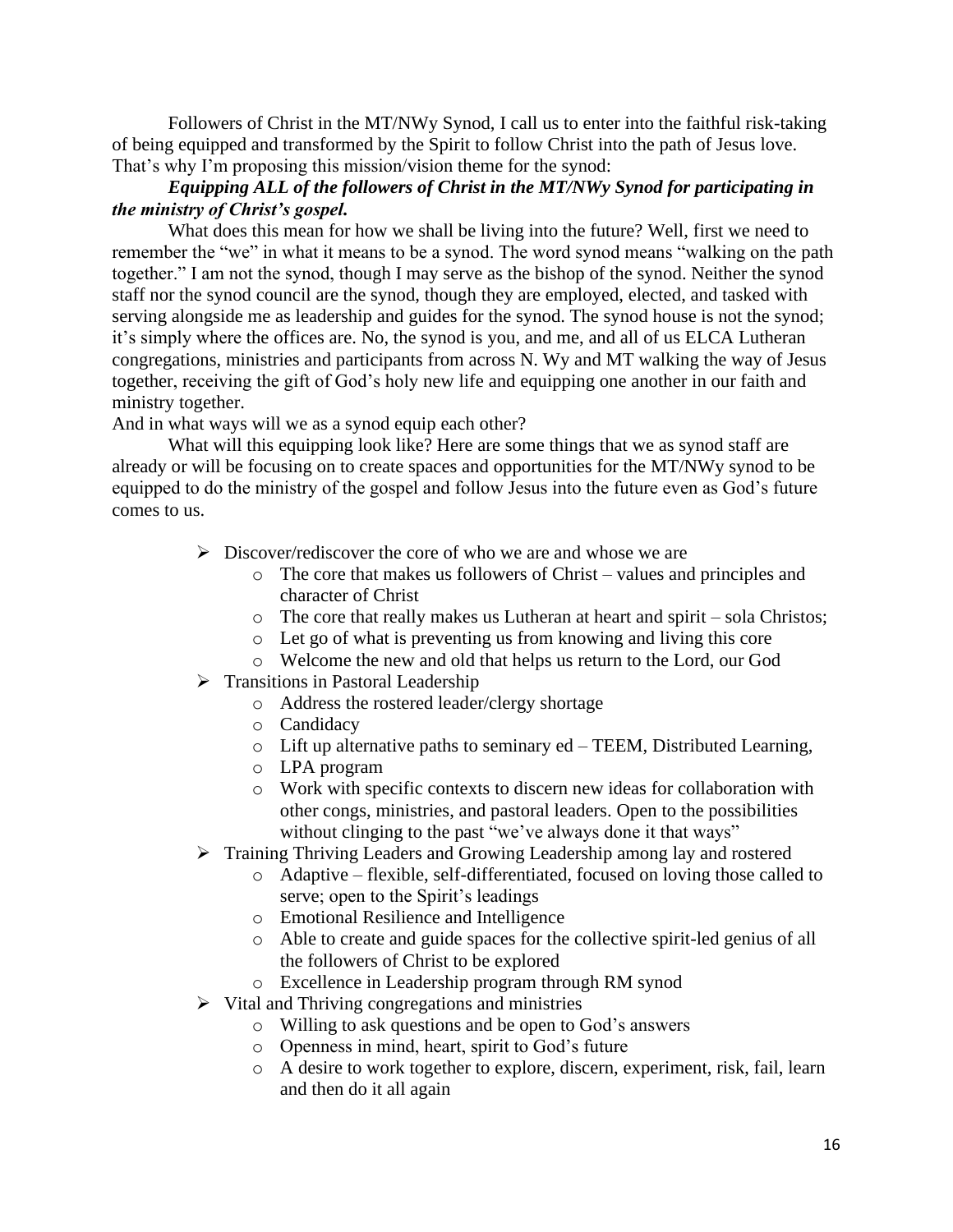Followers of Christ in the MT/NWy Synod, I call us to enter into the faithful risk-taking of being equipped and transformed by the Spirit to follow Christ into the path of Jesus love. That's why I'm proposing this mission/vision theme for the synod:

***Equipping ALL of the followers of Christ in the MT/NWy Synod for participating in the ministry of Christ's gospel.***

What does this mean for how we shall be living into the future? Well, first we need to remember the "we" in what it means to be a synod. The word synod means "walking on the path together." I am not the synod, though I may serve as the bishop of the synod. Neither the synod staff nor the synod council are the synod, though they are employed, elected, and tasked with serving alongside me as leadership and guides for the synod. The synod house is not the synod; it's simply where the offices are. No, the synod is you, and me, and all of us ELCA Lutheran congregations, ministries and participants from across N. Wy and MT walking the way of Jesus together, receiving the gift of God's holy new life and equipping one another in our faith and ministry together.

And in what ways will we as a synod equip each other?

What will this equipping look like? Here are some things that we as synod staff are already or will be focusing on to create spaces and opportunities for the MT/NWy synod to be equipped to do the ministry of the gospel and follow Jesus into the future even as God's future comes to us.

- Discover/rediscover the core of who we are and whose we are
  - The core that makes us followers of Christ – values and principles and character of Christ
  - The core that really makes us Lutheran at heart and spirit – sola Christos;
  - Let go of what is preventing us from knowing and living this core
  - Welcome the new and old that helps us return to the Lord, our God
- Transitions in Pastoral Leadership
  - Address the rostered leader/clergy shortage
  - Candidacy
  - Lift up alternative paths to seminary ed – TEEM, Distributed Learning,
  - LPA program
  - Work with specific contexts to discern new ideas for collaboration with other congs, ministries, and pastoral leaders. Open to the possibilities without clinging to the past "we've always done it that ways"
- Training Thriving Leaders and Growing Leadership among lay and rostered
  - Adaptive – flexible, self-differentiated, focused on loving those called to serve; open to the Spirit's leadings
  - Emotional Resilience and Intelligence
  - Able to create and guide spaces for the collective spirit-led genius of all the followers of Christ to be explored
  - Excellence in Leadership program through RM synod
- Vital and Thriving congregations and ministries
  - Willing to ask questions and be open to God's answers
  - Openness in mind, heart, spirit to God's future
  - A desire to work together to explore, discern, experiment, risk, fail, learn and then do it all again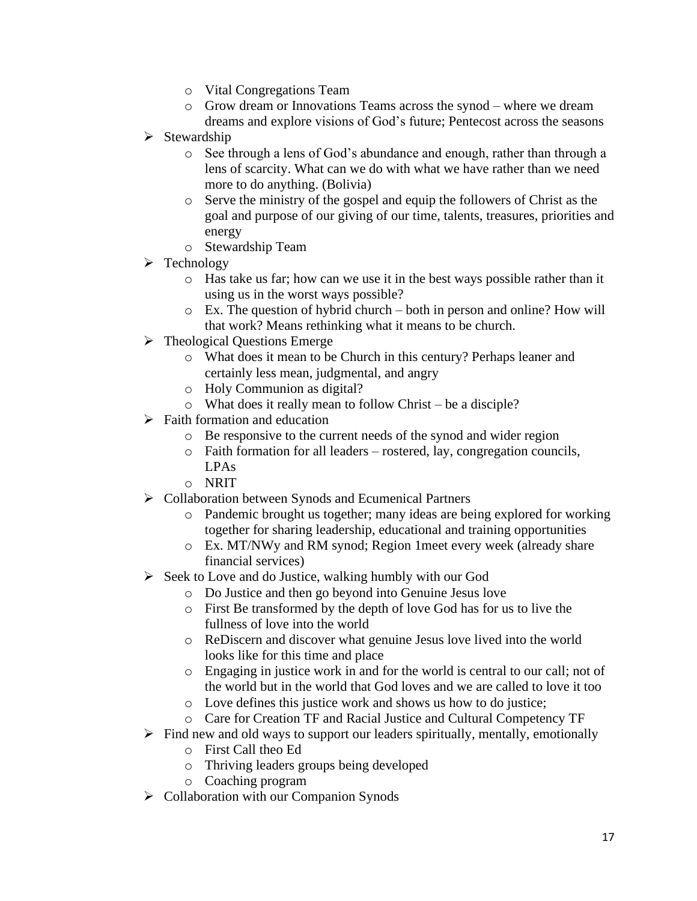- Vital Congregations Team
   - Grow dream or Innovations Teams across the synod – where we dream dreams and explore visions of God's future; Pentecost across the seasons
- Stewardship
   - See through a lens of God's abundance and enough, rather than through a lens of scarcity. What can we do with what we have rather than we need more to do anything. (Bolivia)
   - Serve the ministry of the gospel and equip the followers of Christ as the goal and purpose of our giving of our time, talents, treasures, priorities and energy
   - Stewardship Team
- Technology
   - Has take us far; how can we use it in the best ways possible rather than it using us in the worst ways possible?
   - Ex. The question of hybrid church – both in person and online? How will that work? Means rethinking what it means to be church.
- Theological Questions Emerge
   - What does it mean to be Church in this century? Perhaps leaner and certainly less mean, judgmental, and angry
   - Holy Communion as digital?
   - What does it really mean to follow Christ – be a disciple?
- Faith formation and education
   - Be responsive to the current needs of the synod and wider region
   - Faith formation for all leaders – rostered, lay, congregation councils, LPAs
   - NRIT
- Collaboration between Synods and Ecumenical Partners
   - Pandemic brought us together; many ideas are being explored for working together for sharing leadership, educational and training opportunities
   - Ex. MT/NWy and RM synod; Region 1meet every week (already share financial services)
- Seek to Love and do Justice, walking humbly with our God
   - Do Justice and then go beyond into Genuine Jesus love
   - First Be transformed by the depth of love God has for us to live the fullness of love into the world
   - ReDiscern and discover what genuine Jesus love lived into the world looks like for this time and place
   - Engaging in justice work in and for the world is central to our call; not of the world but in the world that God loves and we are called to love it too
   - Love defines this justice work and shows us how to do justice;
   - Care for Creation TF and Racial Justice and Cultural Competency TF
- Find new and old ways to support our leaders spiritually, mentally, emotionally
   - First Call theo Ed
   - Thriving leaders groups being developed
   - Coaching program
- Collaboration with our Companion Synods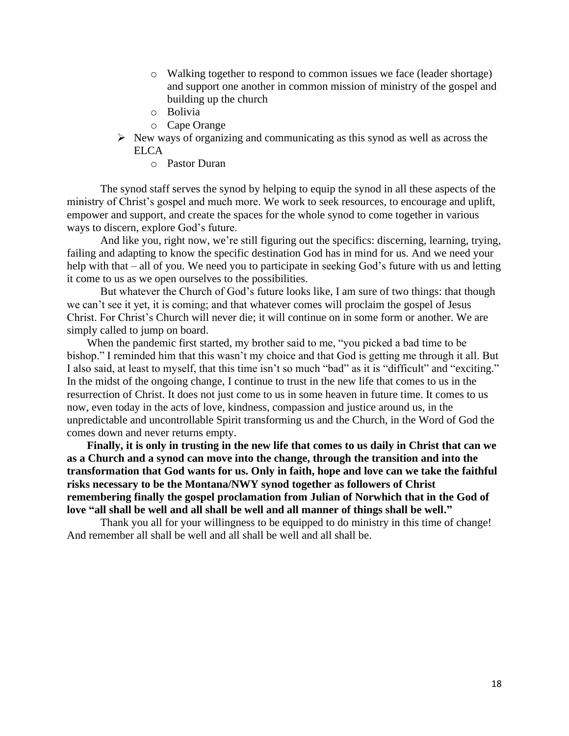- Walking together to respond to common issues we face (leader shortage) and support one another in common mission of ministry of the gospel and building up the church
    - Bolivia
    - Cape Orange
- New ways of organizing and communicating as this synod as well as across the ELCA
    - Pastor Duran

The synod staff serves the synod by helping to equip the synod in all these aspects of the ministry of Christ's gospel and much more. We work to seek resources, to encourage and uplift, empower and support, and create the spaces for the whole synod to come together in various ways to discern, explore God's future.

And like you, right now, we're still figuring out the specifics: discerning, learning, trying, failing and adapting to know the specific destination God has in mind for us. And we need your help with that – all of you. We need you to participate in seeking God's future with us and letting it come to us as we open ourselves to the possibilities.

But whatever the Church of God's future looks like, I am sure of two things: that though we can't see it yet, it is coming; and that whatever comes will proclaim the gospel of Jesus Christ. For Christ's Church will never die; it will continue on in some form or another. We are simply called to jump on board.

When the pandemic first started, my brother said to me, "you picked a bad time to be bishop." I reminded him that this wasn't my choice and that God is getting me through it all. But I also said, at least to myself, that this time isn't so much "bad" as it is "difficult" and "exciting." In the midst of the ongoing change, I continue to trust in the new life that comes to us in the resurrection of Christ. It does not just come to us in some heaven in future time. It comes to us now, even today in the acts of love, kindness, compassion and justice around us, in the unpredictable and uncontrollable Spirit transforming us and the Church, in the Word of God the comes down and never returns empty.

**Finally, it is only in trusting in the new life that comes to us daily in Christ that can we as a Church and a synod can move into the change, through the transition and into the transformation that God wants for us. Only in faith, hope and love can we take the faithful risks necessary to be the Montana/NWY synod together as followers of Christ remembering finally the gospel proclamation from Julian of Norwhich that in the God of love "all shall be well and all shall be well and all manner of things shall be well."**

Thank you all for your willingness to be equipped to do ministry in this time of change! And remember all shall be well and all shall be well and all shall be.